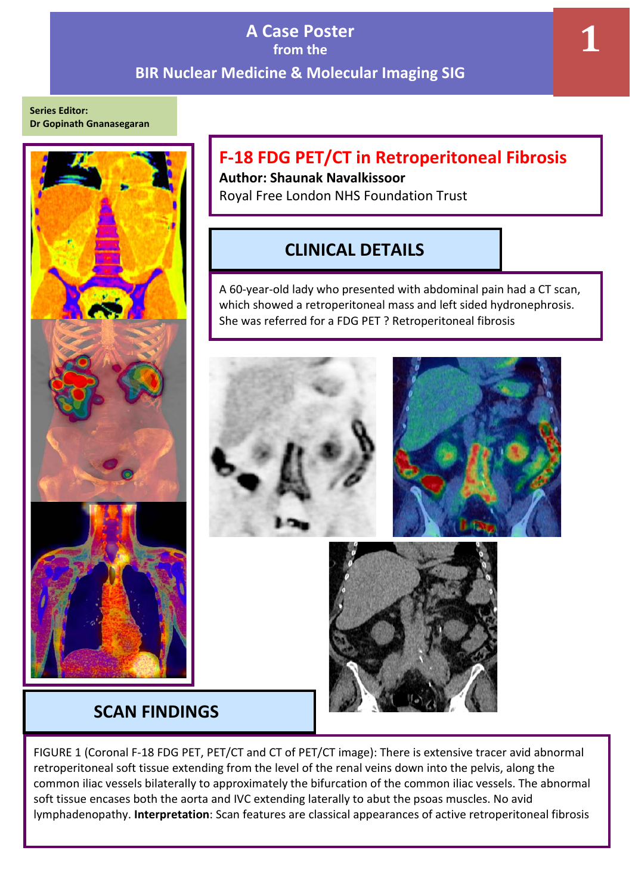# A Case Poster
## from the
## BIR Nuclear Medicine & Molecular Imaging SIG

**Series Editor:**
**Dr Gopinath Gnanasegaran**

## F-18 FDG PET/CT in Retroperitoneal Fibrosis

**Author: Shaunak Navalkissoor**
Royal Free London NHS Foundation Trust

## CLINICAL DETAILS

A 60-year-old lady who presented with abdominal pain had a CT scan, which showed a retroperitoneal mass and left sided hydronephrosis. She was referred for a FDG PET ? Retroperitoneal fibrosis

## SCAN FINDINGS

FIGURE 1 (Coronal F-18 FDG PET, PET/CT and CT of PET/CT image): There is extensive tracer avid abnormal retroperitoneal soft tissue extending from the level of the renal veins down into the pelvis, along the common iliac vessels bilaterally to approximately the bifurcation of the common iliac vessels. The abnormal soft tissue encases both the aorta and IVC extending laterally to abut the psoas muscles. No avid lymphadenopathy. **Interpretation**: Scan features are classical appearances of active retroperitoneal fibrosis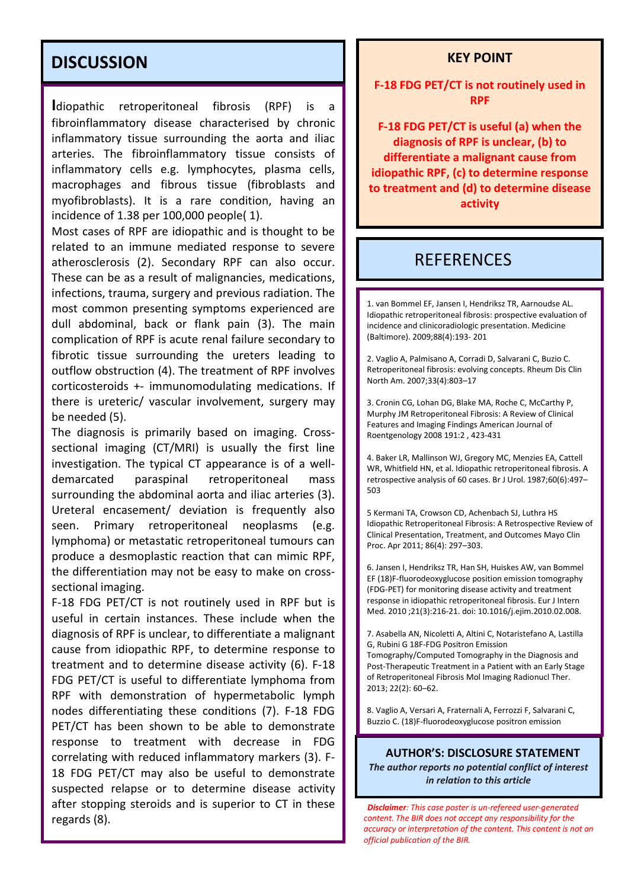## DISCUSSION

Idiopathic retroperitoneal fibrosis (RPF) is a fibroinflammatory disease characterised by chronic inflammatory tissue surrounding the aorta and iliac arteries. The fibroinflammatory tissue consists of inflammatory cells e.g. lymphocytes, plasma cells, macrophages and fibrous tissue (fibroblasts and myofibroblasts). It is a rare condition, having an incidence of 1.38 per 100,000 people( 1).

Most cases of RPF are idiopathic and is thought to be related to an immune mediated response to severe atherosclerosis (2). Secondary RPF can also occur. These can be as a result of malignancies, medications, infections, trauma, surgery and previous radiation. The most common presenting symptoms experienced are dull abdominal, back or flank pain (3). The main complication of RPF is acute renal failure secondary to fibrotic tissue surrounding the ureters leading to outflow obstruction (4). The treatment of RPF involves corticosteroids +- immunomodulating medications. If there is ureteric/ vascular involvement, surgery may be needed (5).

The diagnosis is primarily based on imaging. Cross-sectional imaging (CT/MRI) is usually the first line investigation. The typical CT appearance is of a well-demarcated paraspinal retroperitoneal mass surrounding the abdominal aorta and iliac arteries (3). Ureteral encasement/ deviation is frequently also seen. Primary retroperitoneal neoplasms (e.g. lymphoma) or metastatic retroperitoneal tumours can produce a desmoplastic reaction that can mimic RPF, the differentiation may not be easy to make on cross-sectional imaging.

F-18 FDG PET/CT is not routinely used in RPF but is useful in certain instances. These include when the diagnosis of RPF is unclear, to differentiate a malignant cause from idiopathic RPF, to determine response to treatment and to determine disease activity (6). F-18 FDG PET/CT is useful to differentiate lymphoma from RPF with demonstration of hypermetabolic lymph nodes differentiating these conditions (7). F-18 FDG PET/CT has been shown to be able to demonstrate response to treatment with decrease in FDG correlating with reduced inflammatory markers (3). F-18 FDG PET/CT may also be useful to demonstrate suspected relapse or to determine disease activity after stopping steroids and is superior to CT in these regards (8).

## KEY POINT

**F-18 FDG PET/CT is not routinely used in RPF**

**F-18 FDG PET/CT is useful (a) when the diagnosis of RPF is unclear, (b) to differentiate a malignant cause from idiopathic RPF, (c) to determine response to treatment and (d) to determine disease activity**

## REFERENCES

1. van Bommel EF, Jansen I, Hendriksz TR, Aarnoudse AL. Idiopathic retroperitoneal fibrosis: prospective evaluation of incidence and clinicoradiologic presentation. Medicine (Baltimore). 2009;88(4):193- 201

2. Vaglio A, Palmisano A, Corradi D, Salvarani C, Buzio C. Retroperitoneal fibrosis: evolving concepts. Rheum Dis Clin North Am. 2007;33(4):803–17

3. Cronin CG, Lohan DG, Blake MA, Roche C, McCarthy P, Murphy JM Retroperitoneal Fibrosis: A Review of Clinical Features and Imaging Findings American Journal of Roentgenology 2008 191:2 , 423-431

4. Baker LR, Mallinson WJ, Gregory MC, Menzies EA, Cattell WR, Whitfield HN, et al. Idiopathic retroperitoneal fibrosis. A retrospective analysis of 60 cases. Br J Urol. 1987;60(6):497–503

5 Kermani TA, Crowson CD, Achenbach SJ, Luthra HS Idiopathic Retroperitoneal Fibrosis: A Retrospective Review of Clinical Presentation, Treatment, and Outcomes Mayo Clin Proc. Apr 2011; 86(4): 297–303.

6. Jansen I, Hendriksz TR, Han SH, Huiskes AW, van Bommel EF (18)F-fluorodeoxyglucose position emission tomography (FDG-PET) for monitoring disease activity and treatment response in idiopathic retroperitoneal fibrosis. Eur J Intern Med. 2010 ;21(3):216-21. doi: 10.1016/j.ejim.2010.02.008.

7. Asabella AN, Nicoletti A, Altini C, Notaristefano A, Lastilla G, Rubini G 18F-FDG Positron Emission Tomography/Computed Tomography in the Diagnosis and Post-Therapeutic Treatment in a Patient with an Early Stage of Retroperitoneal Fibrosis Mol Imaging Radionucl Ther. 2013; 22(2): 60–62.

8. Vaglio A, Versari A, Fraternali A, Ferrozzi F, Salvarani C, Buzzio C. (18)F-fluorodeoxyglucose positron emission

### AUTHOR'S: DISCLOSURE STATEMENT

***The author reports no potential conflict of interest in relation to this article***

***Disclaimer**: This case poster is un-refereed user-generated content. The BIR does not accept any responsibility for the accuracy or interpretation of the content. This content is not an official publication of the BIR.*